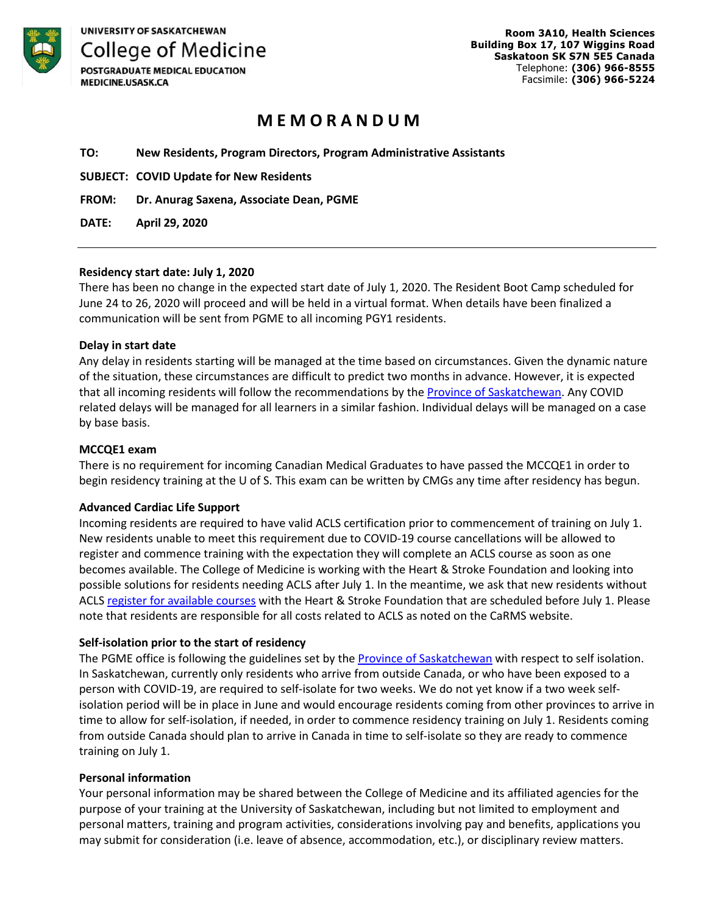**UNIVERSITY OF SASKATCHEWAN**
**College of Medicine**
**POSTGRADUATE MEDICAL EDUCATION**
**MEDICINE.USASK.CA**

**Room 3A10, Health Sciences**
**Building Box 17, 107 Wiggins Road**
**Saskatoon SK S7N 5E5 Canada**
Telephone: **(306) 966-8555**
Facsimile: **(306) 966-5224**

# MEMORANDUM

**TO:** **New Residents, Program Directors, Program Administrative Assistants**

**SUBJECT:** **COVID Update for New Residents**

**FROM:** **Dr. Anurag Saxena, Associate Dean, PGME**

**DATE:** **April 29, 2020**

---

**Residency start date: July 1, 2020**
There has been no change in the expected start date of July 1, 2020. The Resident Boot Camp scheduled for June 24 to 26, 2020 will proceed and will be held in a virtual format. When details have been finalized a communication will be sent from PGME to all incoming PGY1 residents.

**Delay in start date**
Any delay in residents starting will be managed at the time based on circumstances. Given the dynamic nature of the situation, these circumstances are difficult to predict two months in advance. However, it is expected that all incoming residents will follow the recommendations by the Province of Saskatchewan. Any COVID related delays will be managed for all learners in a similar fashion. Individual delays will be managed on a case by base basis.

**MCCQE1 exam**
There is no requirement for incoming Canadian Medical Graduates to have passed the MCCQE1 in order to begin residency training at the U of S. This exam can be written by CMGs any time after residency has begun.

**Advanced Cardiac Life Support**
Incoming residents are required to have valid ACLS certification prior to commencement of training on July 1. New residents unable to meet this requirement due to COVID-19 course cancellations will be allowed to register and commence training with the expectation they will complete an ACLS course as soon as one becomes available. The College of Medicine is working with the Heart & Stroke Foundation and looking into possible solutions for residents needing ACLS after July 1. In the meantime, we ask that new residents without ACLS register for available courses with the Heart & Stroke Foundation that are scheduled before July 1. Please note that residents are responsible for all costs related to ACLS as noted on the CaRMS website.

**Self-isolation prior to the start of residency**
The PGME office is following the guidelines set by the Province of Saskatchewan with respect to self isolation. In Saskatchewan, currently only residents who arrive from outside Canada, or who have been exposed to a person with COVID-19, are required to self-isolate for two weeks. We do not yet know if a two week self-isolation period will be in place in June and would encourage residents coming from other provinces to arrive in time to allow for self-isolation, if needed, in order to commence residency training on July 1. Residents coming from outside Canada should plan to arrive in Canada in time to self-isolate so they are ready to commence training on July 1.

**Personal information**
Your personal information may be shared between the College of Medicine and its affiliated agencies for the purpose of your training at the University of Saskatchewan, including but not limited to employment and personal matters, training and program activities, considerations involving pay and benefits, applications you may submit for consideration (i.e. leave of absence, accommodation, etc.), or disciplinary review matters.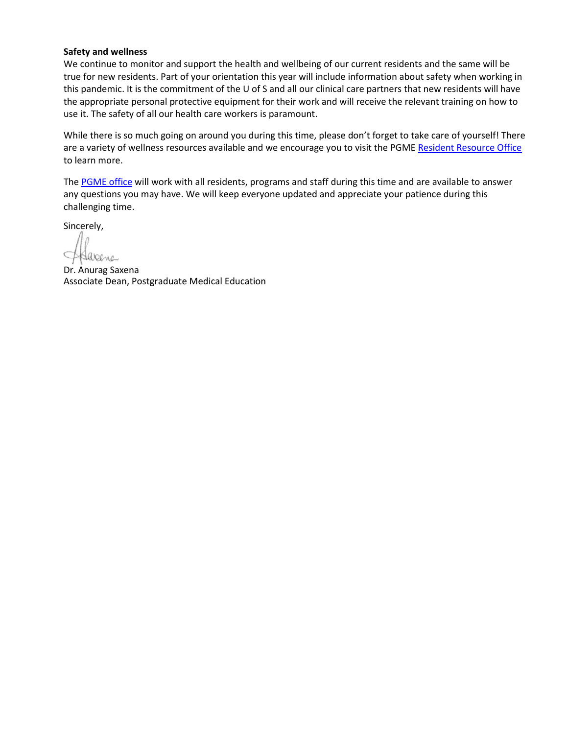**Safety and wellness**

We continue to monitor and support the health and wellbeing of our current residents and the same will be true for new residents. Part of your orientation this year will include information about safety when working in this pandemic. It is the commitment of the U of S and all our clinical care partners that new residents will have the appropriate personal protective equipment for their work and will receive the relevant training on how to use it. The safety of all our health care workers is paramount.

While there is so much going on around you during this time, please don't forget to take care of yourself! There are a variety of wellness resources available and we encourage you to visit the PGME Resident Resource Office to learn more.

The PGME office will work with all residents, programs and staff during this time and are available to answer any questions you may have. We will keep everyone updated and appreciate your patience during this challenging time.

Sincerely,

Dr. Anurag Saxena
Associate Dean, Postgraduate Medical Education